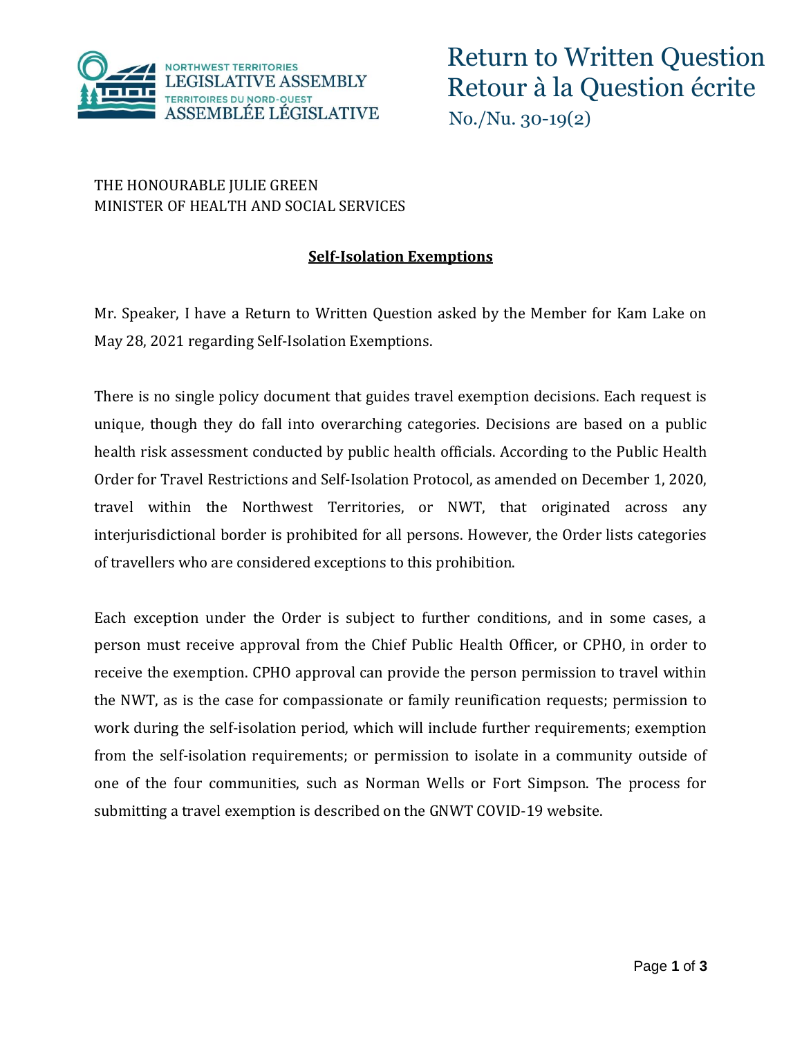NORTHWEST TERRITORIES
LEGISLATIVE ASSEMBLY
TERRITOIRES DU NORD-OUEST
ASSEMBLÉE LÉGISLATIVE

# Return to Written Question
# Retour à la Question écrite

No./Nu. 30-19(2)

THE HONOURABLE JULIE GREEN
MINISTER OF HEALTH AND SOCIAL SERVICES

## Self-Isolation Exemptions

Mr. Speaker, I have a Return to Written Question asked by the Member for Kam Lake on May 28, 2021 regarding Self-Isolation Exemptions.

There is no single policy document that guides travel exemption decisions. Each request is unique, though they do fall into overarching categories. Decisions are based on a public health risk assessment conducted by public health officials. According to the Public Health Order for Travel Restrictions and Self-Isolation Protocol, as amended on December 1, 2020, travel within the Northwest Territories, or NWT, that originated across any interjurisdictional border is prohibited for all persons. However, the Order lists categories of travellers who are considered exceptions to this prohibition.

Each exception under the Order is subject to further conditions, and in some cases, a person must receive approval from the Chief Public Health Officer, or CPHO, in order to receive the exemption. CPHO approval can provide the person permission to travel within the NWT, as is the case for compassionate or family reunification requests; permission to work during the self-isolation period, which will include further requirements; exemption from the self-isolation requirements; or permission to isolate in a community outside of one of the four communities, such as Norman Wells or Fort Simpson. The process for submitting a travel exemption is described on the GNWT COVID-19 website.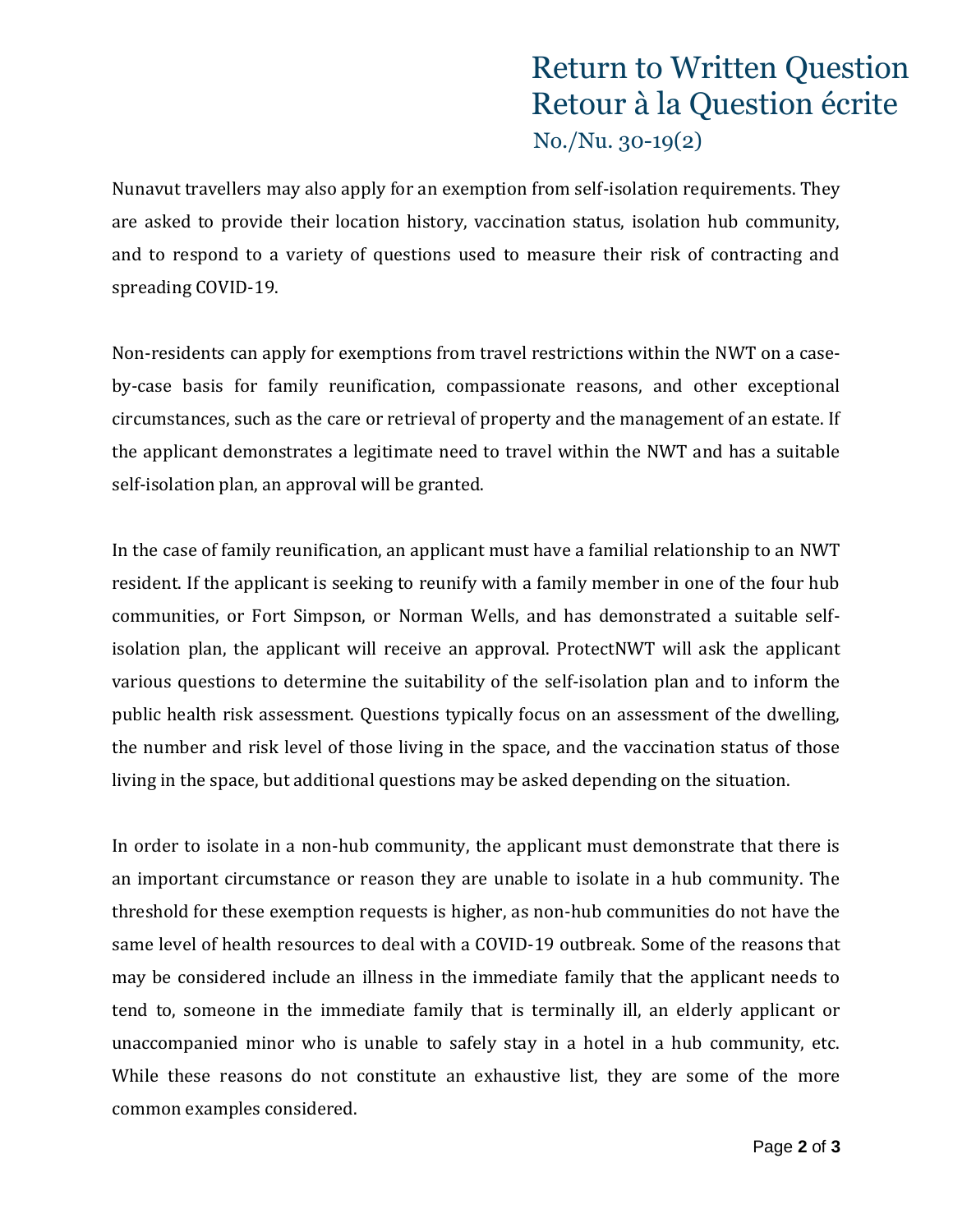Nunavut travellers may also apply for an exemption from self-isolation requirements. They are asked to provide their location history, vaccination status, isolation hub community, and to respond to a variety of questions used to measure their risk of contracting and spreading COVID-19.

Non-residents can apply for exemptions from travel restrictions within the NWT on a case-by-case basis for family reunification, compassionate reasons, and other exceptional circumstances, such as the care or retrieval of property and the management of an estate. If the applicant demonstrates a legitimate need to travel within the NWT and has a suitable self-isolation plan, an approval will be granted.

In the case of family reunification, an applicant must have a familial relationship to an NWT resident. If the applicant is seeking to reunify with a family member in one of the four hub communities, or Fort Simpson, or Norman Wells, and has demonstrated a suitable self-isolation plan, the applicant will receive an approval. ProtectNWT will ask the applicant various questions to determine the suitability of the self-isolation plan and to inform the public health risk assessment. Questions typically focus on an assessment of the dwelling, the number and risk level of those living in the space, and the vaccination status of those living in the space, but additional questions may be asked depending on the situation.

In order to isolate in a non-hub community, the applicant must demonstrate that there is an important circumstance or reason they are unable to isolate in a hub community. The threshold for these exemption requests is higher, as non-hub communities do not have the same level of health resources to deal with a COVID-19 outbreak. Some of the reasons that may be considered include an illness in the immediate family that the applicant needs to tend to, someone in the immediate family that is terminally ill, an elderly applicant or unaccompanied minor who is unable to safely stay in a hotel in a hub community, etc. While these reasons do not constitute an exhaustive list, they are some of the more common examples considered.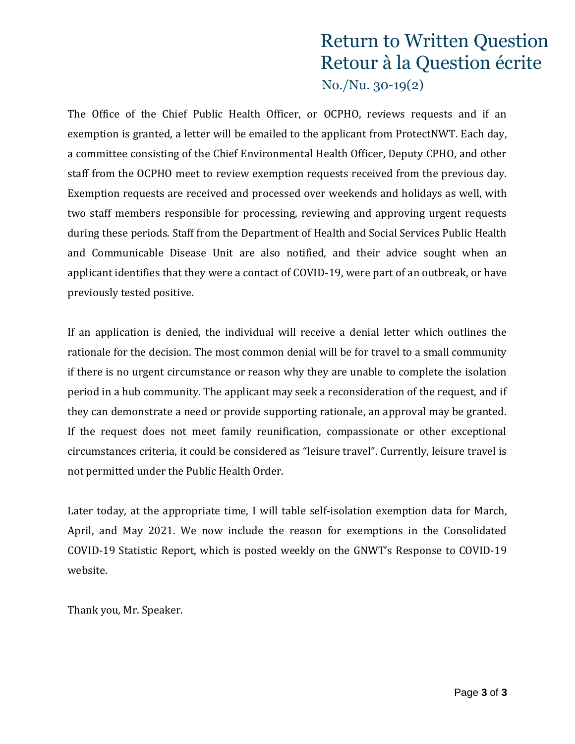# Return to Written Question
# Retour à la Question écrite
No./Nu. 30-19(2)

The Office of the Chief Public Health Officer, or OCPHO, reviews requests and if an exemption is granted, a letter will be emailed to the applicant from ProtectNWT. Each day, a committee consisting of the Chief Environmental Health Officer, Deputy CPHO, and other staff from the OCPHO meet to review exemption requests received from the previous day. Exemption requests are received and processed over weekends and holidays as well, with two staff members responsible for processing, reviewing and approving urgent requests during these periods. Staff from the Department of Health and Social Services Public Health and Communicable Disease Unit are also notified, and their advice sought when an applicant identifies that they were a contact of COVID-19, were part of an outbreak, or have previously tested positive.

If an application is denied, the individual will receive a denial letter which outlines the rationale for the decision. The most common denial will be for travel to a small community if there is no urgent circumstance or reason why they are unable to complete the isolation period in a hub community. The applicant may seek a reconsideration of the request, and if they can demonstrate a need or provide supporting rationale, an approval may be granted. If the request does not meet family reunification, compassionate or other exceptional circumstances criteria, it could be considered as "leisure travel". Currently, leisure travel is not permitted under the Public Health Order.

Later today, at the appropriate time, I will table self-isolation exemption data for March, April, and May 2021. We now include the reason for exemptions in the Consolidated COVID-19 Statistic Report, which is posted weekly on the GNWT's Response to COVID-19 website.

Thank you, Mr. Speaker.